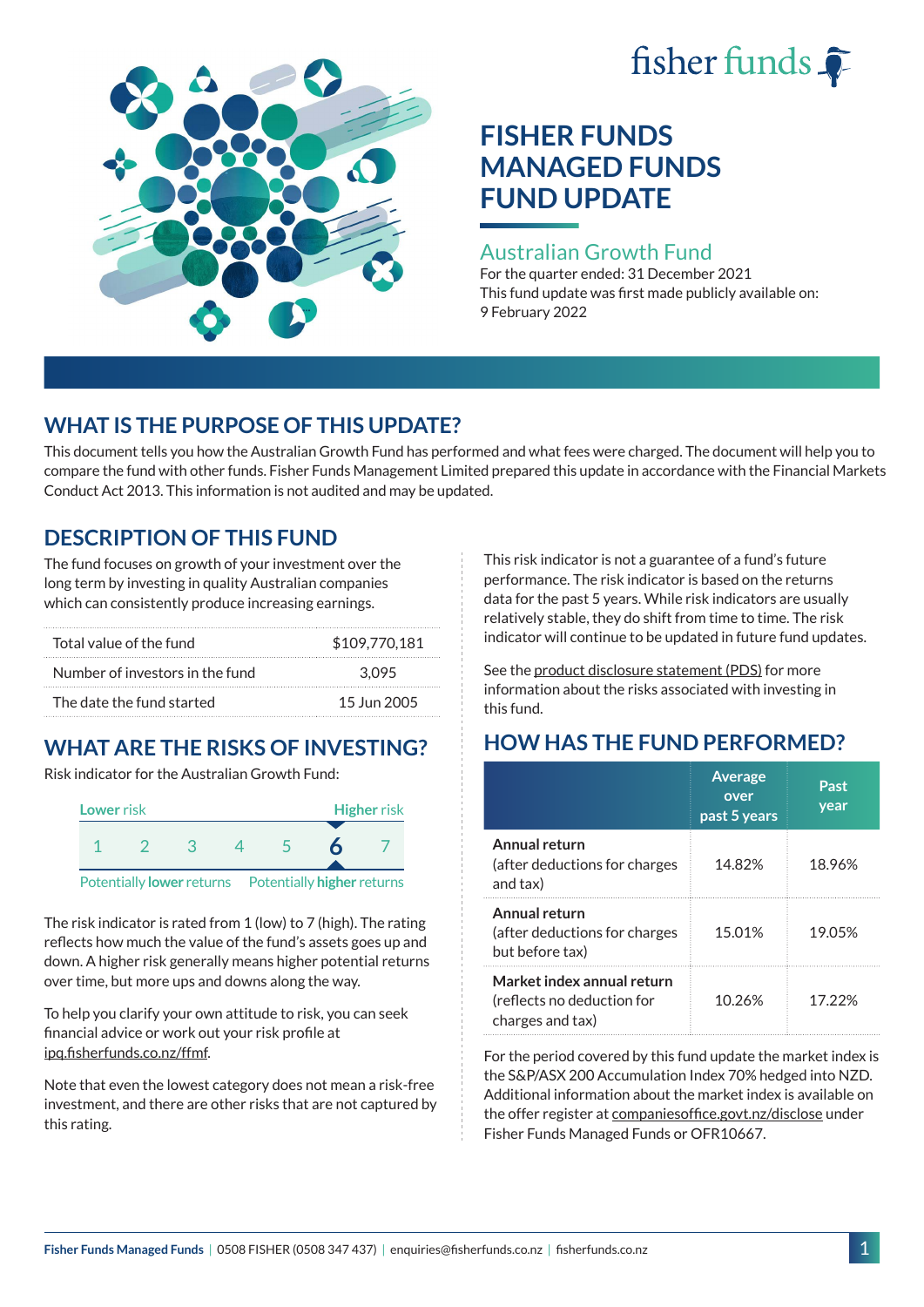fisher funds

# FISHER FUNDS MANAGED FUNDS FUND UPDATE

## Australian Growth Fund

For the quarter ended: 31 December 2021

This fund update was first made publicly available on: 9 February 2022

## WHAT IS THE PURPOSE OF THIS UPDATE?

This document tells you how the Australian Growth Fund has performed and what fees were charged. The document will help you to compare the fund with other funds. Fisher Funds Management Limited prepared this update in accordance with the Financial Markets Conduct Act 2013. This information is not audited and may be updated.

## DESCRIPTION OF THIS FUND

The fund focuses on growth of your investment over the long term by investing in quality Australian companies which can consistently produce increasing earnings.

| | |
|---|---|
| Total value of the fund | $109,770,181 |
| Number of investors in the fund | 3,095 |
| The date the fund started | 15 Jun 2005 |

## WHAT ARE THE RISKS OF INVESTING?

Risk indicator for the Australian Growth Fund:

Lower risk — Higher risk

1 2 3 4 5 **6** 7

Potentially **lower** returns — Potentially **higher** returns

The risk indicator is rated from 1 (low) to 7 (high). The rating reflects how much the value of the fund's assets goes up and down. A higher risk generally means higher potential returns over time, but more ups and downs along the way.

To help you clarify your own attitude to risk, you can seek financial advice or work out your risk profile at ipq.fisherfunds.co.nz/ffmf.

Note that even the lowest category does not mean a risk-free investment, and there are other risks that are not captured by this rating.

This risk indicator is not a guarantee of a fund's future performance. The risk indicator is based on the returns data for the past 5 years. While risk indicators are usually relatively stable, they do shift from time to time. The risk indicator will continue to be updated in future fund updates.

See the product disclosure statement (PDS) for more information about the risks associated with investing in this fund.

## HOW HAS THE FUND PERFORMED?

| | Average over past 5 years | Past year |
|---|---|---|
| **Annual return** (after deductions for charges and tax) | 14.82% | 18.96% |
| **Annual return** (after deductions for charges but before tax) | 15.01% | 19.05% |
| **Market index annual return** (reflects no deduction for charges and tax) | 10.26% | 17.22% |

For the period covered by this fund update the market index is the S&P/ASX 200 Accumulation Index 70% hedged into NZD. Additional information about the market index is available on the offer register at companiesoffice.govt.nz/disclose under Fisher Funds Managed Funds or OFR10667.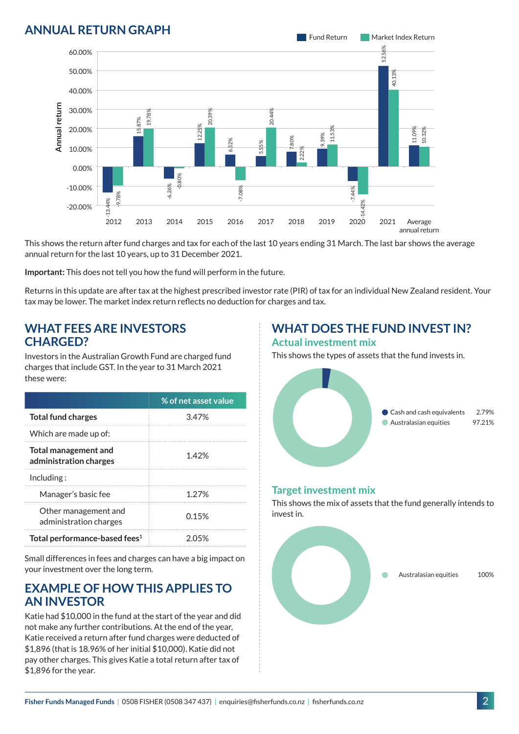## ANNUAL RETURN GRAPH

| Year | Fund Return | Market Index Return |
|---|---|---|
| 2012 | -13.44% | -9.78% |
| 2013 | 15.87% | 19.78% |
| 2014 | -6.26% | -0.80% |
| 2015 | 12.25% | 20.39% |
| 2016 | 6.32% | -7.08% |
| 2017 | 5.55% | 20.44% |
| 2018 | 7.80% | 2.22% |
| 2019 | 9.39% | 11.53% |
| 2020 | -7.44% | -14.42% |
| 2021 | 52.56% | 40.13% |
| Average annual return | 11.09% | 10.32% |

This shows the return after fund charges and tax for each of the last 10 years ending 31 March. The last bar shows the average annual return for the last 10 years, up to 31 December 2021.

**Important:** This does not tell you how the fund will perform in the future.

Returns in this update are after tax at the highest prescribed investor rate (PIR) of tax for an individual New Zealand resident. Your tax may be lower. The market index return reflects no deduction for charges and tax.

## WHAT FEES ARE INVESTORS CHARGED?

Investors in the Australian Growth Fund are charged fund charges that include GST. In the year to 31 March 2021 these were:

| | % of net asset value |
|---|---|
| **Total fund charges** | 3.47% |
| Which are made up of: | |
| **Total management and administration charges** | 1.42% |
| Including : | |
| Manager's basic fee | 1.27% |
| Other management and administration charges | 0.15% |
| **Total performance-based fees**[1] | 2.05% |

Small differences in fees and charges can have a big impact on your investment over the long term.

## EXAMPLE OF HOW THIS APPLIES TO AN INVESTOR

Katie had $10,000 in the fund at the start of the year and did not make any further contributions. At the end of the year, Katie received a return after fund charges were deducted of $1,896 (that is 18.96% of her initial $10,000). Katie did not pay other charges. This gives Katie a total return after tax of $1,896 for the year.

## WHAT DOES THE FUND INVEST IN?

### Actual investment mix

This shows the types of assets that the fund invests in.

| Asset | % |
|---|---|
| Cash and cash equivalents | 2.79% |
| Australasian equities | 97.21% |

### Target investment mix

This shows the mix of assets that the fund generally intends to invest in.

| Asset | % |
|---|---|
| Australasian equities | 100% |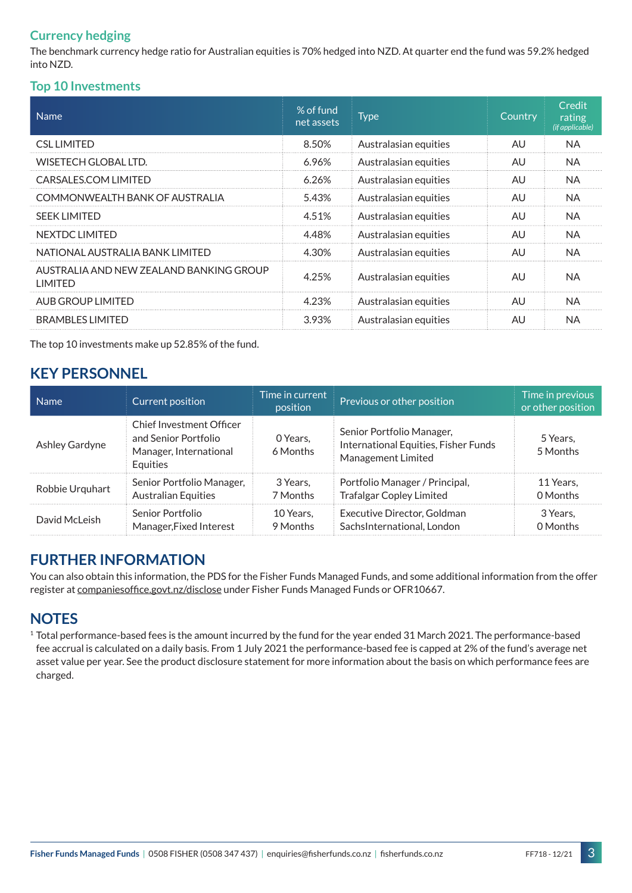## Currency hedging

The benchmark currency hedge ratio for Australian equities is 70% hedged into NZD. At quarter end the fund was 59.2% hedged into NZD.

## Top 10 Investments

| Name | % of fund net assets | Type | Country | Credit rating *(if applicable)* |
|---|---|---|---|---|
| CSL LIMITED | 8.50% | Australasian equities | AU | NA |
| WISETECH GLOBAL LTD. | 6.96% | Australasian equities | AU | NA |
| CARSALES.COM LIMITED | 6.26% | Australasian equities | AU | NA |
| COMMONWEALTH BANK OF AUSTRALIA | 5.43% | Australasian equities | AU | NA |
| SEEK LIMITED | 4.51% | Australasian equities | AU | NA |
| NEXTDC LIMITED | 4.48% | Australasian equities | AU | NA |
| NATIONAL AUSTRALIA BANK LIMITED | 4.30% | Australasian equities | AU | NA |
| AUSTRALIA AND NEW ZEALAND BANKING GROUP LIMITED | 4.25% | Australasian equities | AU | NA |
| AUB GROUP LIMITED | 4.23% | Australasian equities | AU | NA |
| BRAMBLES LIMITED | 3.93% | Australasian equities | AU | NA |

The top 10 investments make up 52.85% of the fund.

## KEY PERSONNEL

| Name | Current position | Time in current position | Previous or other position | Time in previous or other position |
|---|---|---|---|---|
| Ashley Gardyne | Chief Investment Officer and Senior Portfolio Manager, International Equities | 0 Years, 6 Months | Senior Portfolio Manager, International Equities, Fisher Funds Management Limited | 5 Years, 5 Months |
| Robbie Urquhart | Senior Portfolio Manager, Australian Equities | 3 Years, 7 Months | Portfolio Manager / Principal, Trafalgar Copley Limited | 11 Years, 0 Months |
| David McLeish | Senior Portfolio Manager,Fixed Interest | 10 Years, 9 Months | Executive Director, Goldman SachsInternational, London | 3 Years, 0 Months |

## FURTHER INFORMATION

You can also obtain this information, the PDS for the Fisher Funds Managed Funds, and some additional information from the offer register at companiesoffice.govt.nz/disclose under Fisher Funds Managed Funds or OFR10667.

## NOTES

[1] Total performance-based fees is the amount incurred by the fund for the year ended 31 March 2021. The performance-based fee accrual is calculated on a daily basis. From 1 July 2021 the performance-based fee is capped at 2% of the fund's average net asset value per year. See the product disclosure statement for more information about the basis on which performance fees are charged.